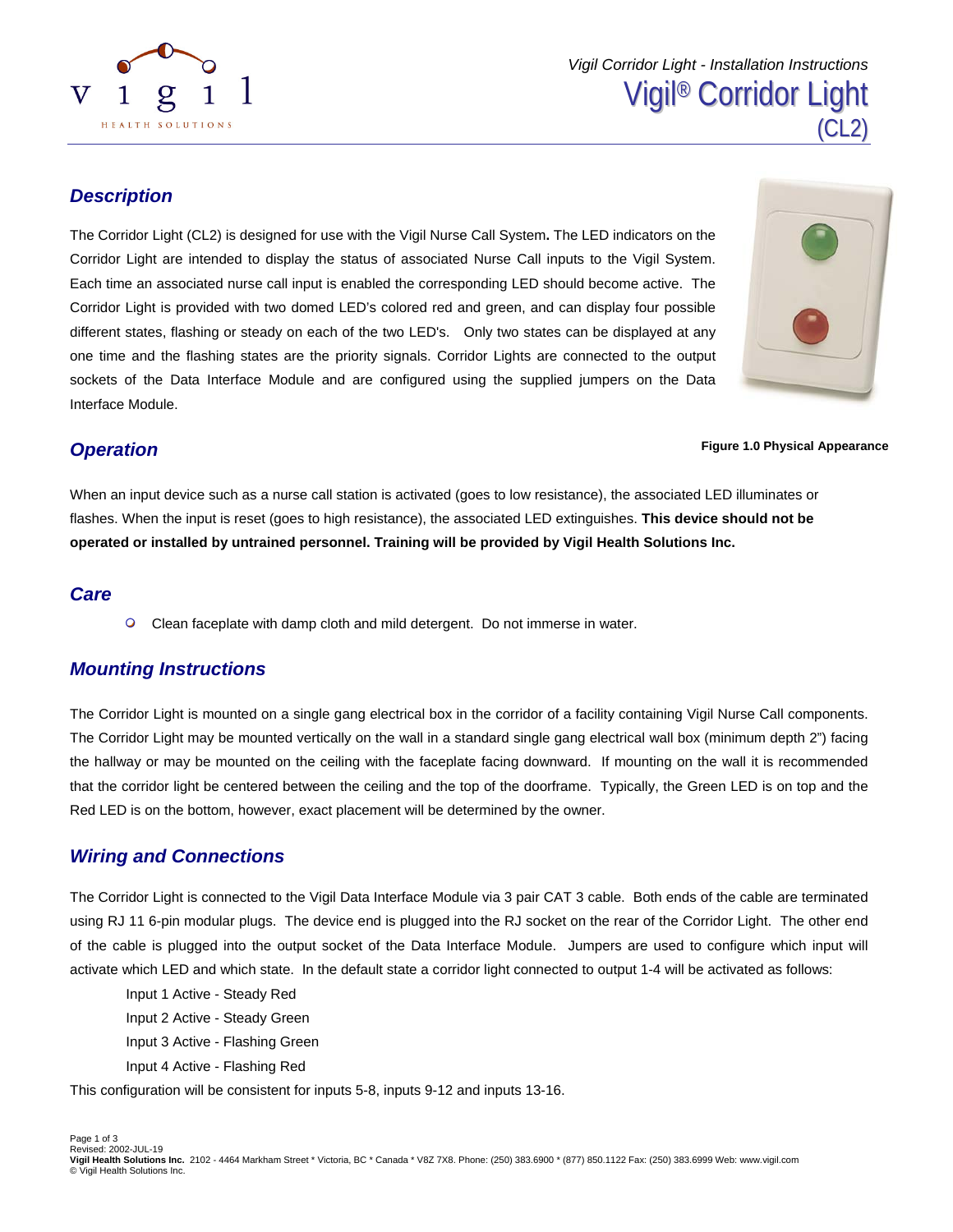# Vigil® Corridor Light (CL2)

## Description

The Corridor Light (CL2) is designed for use with the Vigil Nurse Call System**.** The LED indicators on the Corridor Light are intended to display the status of associated Nurse Call inputs to the Vigil System. Each time an associated nurse call input is enabled the corresponding LED should become active. The Corridor Light is provided with two domed LED's colored red and green, and can display four possible different states, flashing or steady on each of the two LED's. Only two states can be displayed at any one time and the flashing states are the priority signals. Corridor Lights are connected to the output sockets of the Data Interface Module and are configured using the supplied jumpers on the Data Interface Module.

**Figure 1.0 Physical Appearance**

## Operation

When an input device such as a nurse call station is activated (goes to low resistance), the associated LED illuminates or flashes. When the input is reset (goes to high resistance), the associated LED extinguishes. **This device should not be operated or installed by untrained personnel. Training will be provided by Vigil Health Solutions Inc.**

## Care

- Clean faceplate with damp cloth and mild detergent. Do not immerse in water.

## Mounting Instructions

The Corridor Light is mounted on a single gang electrical box in the corridor of a facility containing Vigil Nurse Call components. The Corridor Light may be mounted vertically on the wall in a standard single gang electrical wall box (minimum depth 2") facing the hallway or may be mounted on the ceiling with the faceplate facing downward. If mounting on the wall it is recommended that the corridor light be centered between the ceiling and the top of the doorframe. Typically, the Green LED is on top and the Red LED is on the bottom, however, exact placement will be determined by the owner.

## Wiring and Connections

The Corridor Light is connected to the Vigil Data Interface Module via 3 pair CAT 3 cable. Both ends of the cable are terminated using RJ 11 6-pin modular plugs. The device end is plugged into the RJ socket on the rear of the Corridor Light. The other end of the cable is plugged into the output socket of the Data Interface Module. Jumpers are used to configure which input will activate which LED and which state. In the default state a corridor light connected to output 1-4 will be activated as follows:

Input 1 Active - Steady Red
Input 2 Active - Steady Green
Input 3 Active - Flashing Green
Input 4 Active - Flashing Red

This configuration will be consistent for inputs 5-8, inputs 9-12 and inputs 13-16.

Revised: 2002-JUL-19
**Vigil Health Solutions Inc.** 2102 - 4464 Markham Street * Victoria, BC * Canada * V8Z 7X8. Phone: (250) 383.6900 * (877) 850.1122 Fax: (250) 383.6999 Web: www.vigil.com
© Vigil Health Solutions Inc.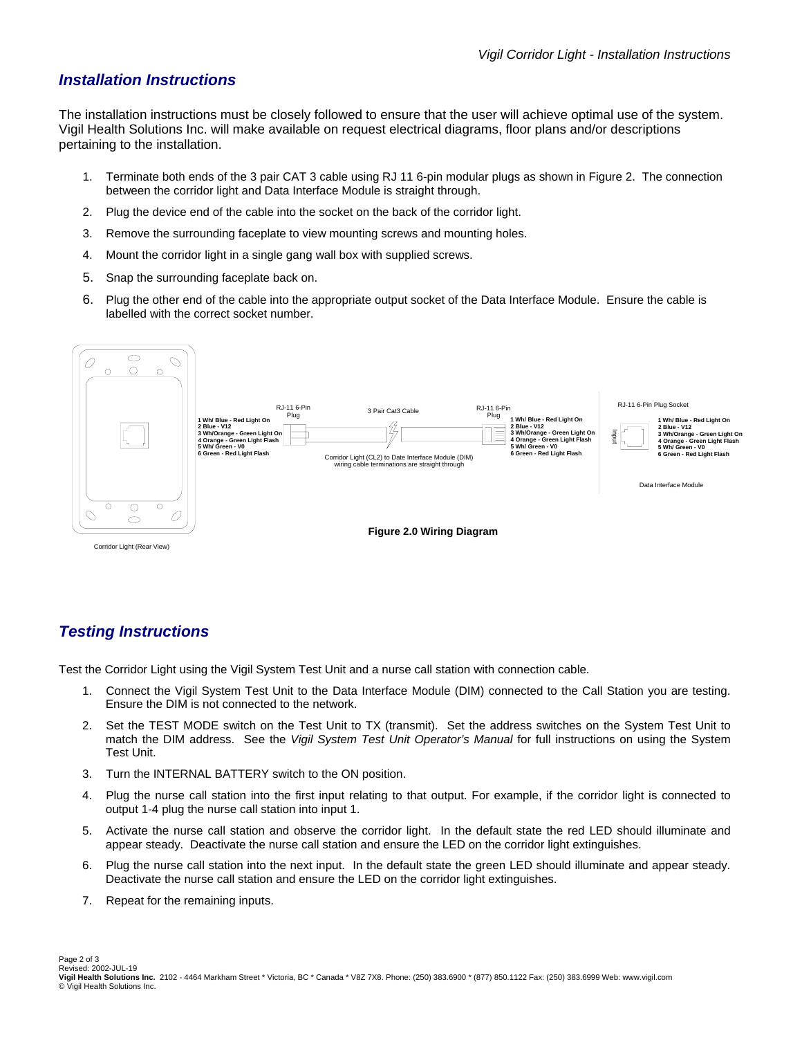## *Installation Instructions*

The installation instructions must be closely followed to ensure that the user will achieve optimal use of the system. Vigil Health Solutions Inc. will make available on request electrical diagrams, floor plans and/or descriptions pertaining to the installation.

1. Terminate both ends of the 3 pair CAT 3 cable using RJ 11 6-pin modular plugs as shown in Figure 2. The connection between the corridor light and Data Interface Module is straight through.
2. Plug the device end of the cable into the socket on the back of the corridor light.
3. Remove the surrounding faceplate to view mounting screws and mounting holes.
4. Mount the corridor light in a single gang wall box with supplied screws.
5. Snap the surrounding faceplate back on.
6. Plug the other end of the cable into the appropriate output socket of the Data Interface Module. Ensure the cable is labelled with the correct socket number.

RJ-11 6-Pin Plug

**1 Wh/ Blue - Red Light On**
**2 Blue - V12**
**3 Wh/Orange - Green Light On**
**4 Orange - Green Light Flash**
**5 Wh/ Green - V0**
**6 Green - Red Light Flash**

3 Pair Cat3 Cable

Corridor Light (CL2) to Date Interface Module (DIM) wiring cable terminations are straight through

RJ-11 6-Pin Plug

**1 Wh/ Blue - Red Light On**
**2 Blue - V12**
**3 Wh/Orange - Green Light On**
**4 Orange - Green Light Flash**
**5 Wh/ Green - V0**
**6 Green - Red Light Flash**

RJ-11 6-Pin Plug Socket

Input

**1 Wh/ Blue - Red Light On**
**2 Blue - V12**
**3 Wh/Orange - Green Light On**
**4 Orange - Green Light Flash**
**5 Wh/ Green - V0**
**6 Green - Red Light Flash**

Data Interface Module

Corridor Light (Rear View)

**Figure 2.0 Wiring Diagram**

## *Testing Instructions*

Test the Corridor Light using the Vigil System Test Unit and a nurse call station with connection cable.

1. Connect the Vigil System Test Unit to the Data Interface Module (DIM) connected to the Call Station you are testing. Ensure the DIM is not connected to the network.
2. Set the TEST MODE switch on the Test Unit to TX (transmit). Set the address switches on the System Test Unit to match the DIM address. See the *Vigil System Test Unit Operator's Manual* for full instructions on using the System Test Unit.
3. Turn the INTERNAL BATTERY switch to the ON position.
4. Plug the nurse call station into the first input relating to that output. For example, if the corridor light is connected to output 1-4 plug the nurse call station into input 1.
5. Activate the nurse call station and observe the corridor light. In the default state the red LED should illuminate and appear steady. Deactivate the nurse call station and ensure the LED on the corridor light extinguishes.
6. Plug the nurse call station into the next input. In the default state the green LED should illuminate and appear steady. Deactivate the nurse call station and ensure the LED on the corridor light extinguishes.
7. Repeat for the remaining inputs.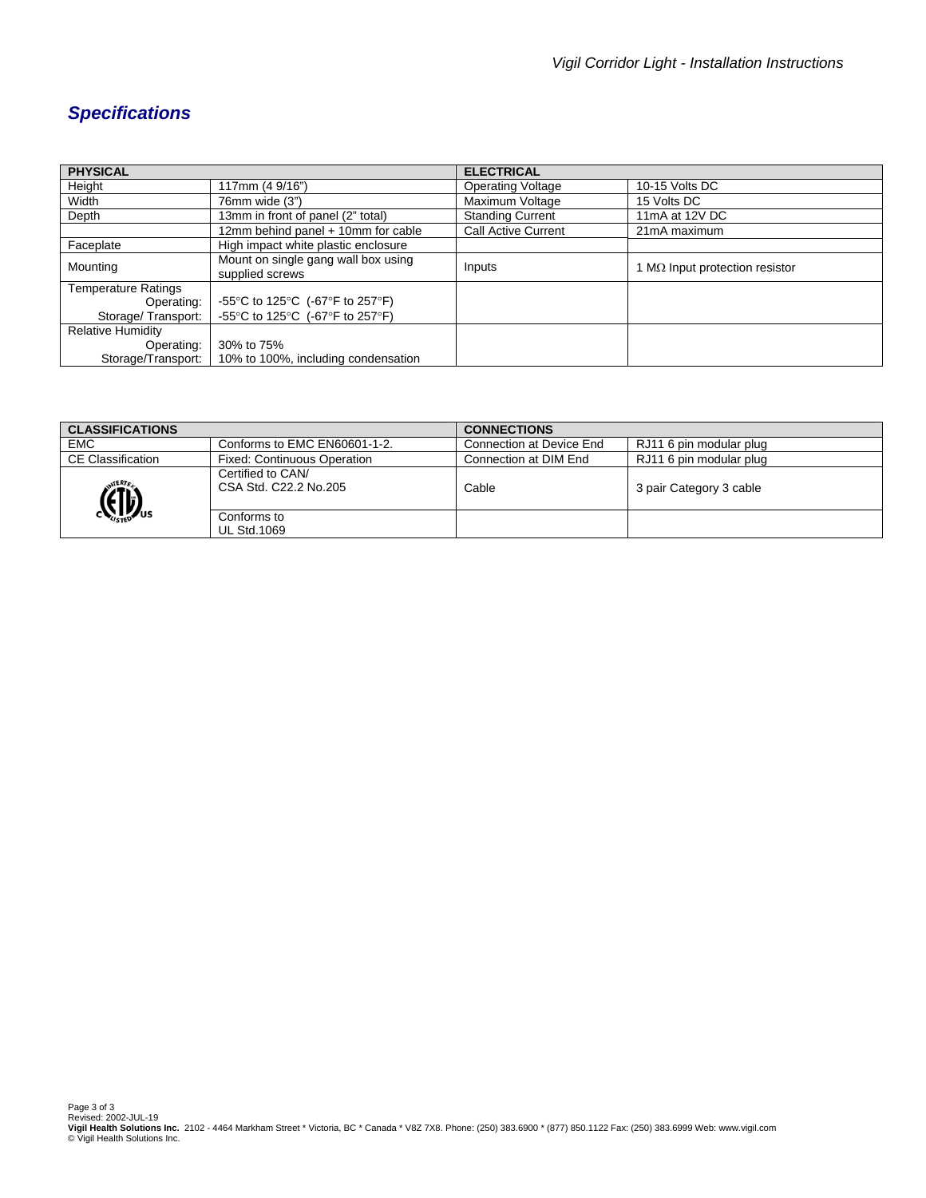## *Specifications*

| PHYSICAL | | ELECTRICAL | |
|---|---|---|---|
| Height | 117mm (4 9/16") | Operating Voltage | 10-15 Volts DC |
| Width | 76mm wide (3") | Maximum Voltage | 15 Volts DC |
| Depth | 13mm in front of panel (2" total) | Standing Current | 11mA at 12V DC |
| | 12mm behind panel + 10mm for cable | Call Active Current | 21mA maximum |
| Faceplate | High impact white plastic enclosure | | |
| Mounting | Mount on single gang wall box using supplied screws | Inputs | 1 MΩ Input protection resistor |
| Temperature Ratings<br>Operating:<br>Storage/ Transport: | <br>-55°C to 125°C (-67°F to 257°F)<br>-55°C to 125°C (-67°F to 257°F) | | |
| Relative Humidity<br>Operating:<br>Storage/Transport: | <br>30% to 75%<br>10% to 100%, including condensation | | |

| CLASSIFICATIONS | | CONNECTIONS | |
|---|---|---|---|
| EMC | Conforms to EMC EN60601-1-2. | Connection at Device End | RJ11 6 pin modular plug |
| CE Classification | Fixed: Continuous Operation | Connection at DIM End | RJ11 6 pin modular plug |
| C ETL US LISTED INTERTEK | Certified to CAN/ CSA Std. C22.2 No.205 | Cable | 3 pair Category 3 cable |
| | Conforms to UL Std.1069 | | |

Revised: 2002-JUL-19
**Vigil Health Solutions Inc.** 2102 - 4464 Markham Street * Victoria, BC * Canada * V8Z 7X8. Phone: (250) 383.6900 * (877) 850.1122 Fax: (250) 383.6999 Web: www.vigil.com
© Vigil Health Solutions Inc.